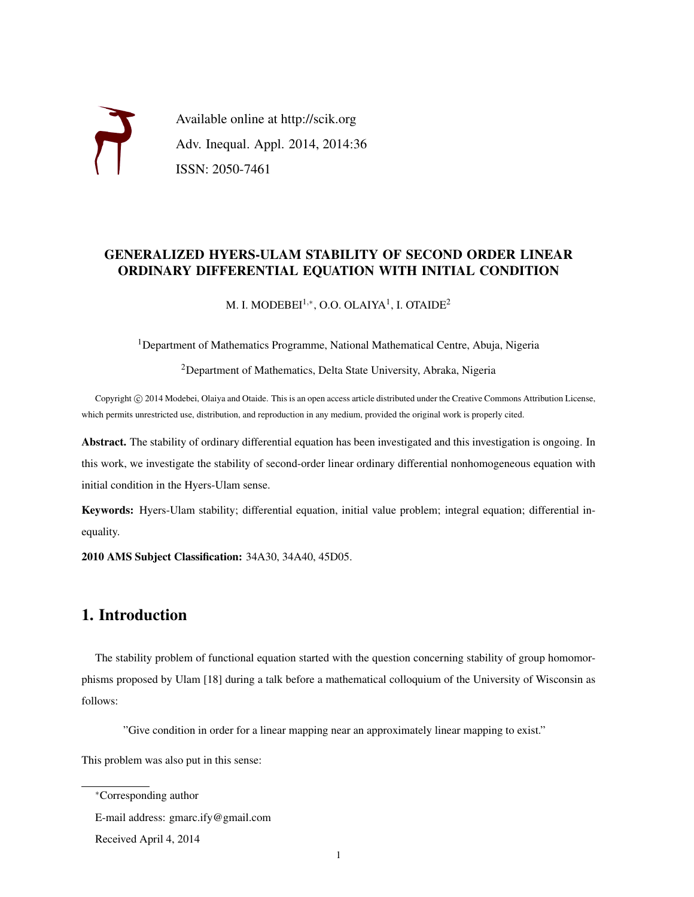Available online at http://scik.org

Adv. Inequal. Appl. 2014, 2014:36

ISSN: 2050-7461

# GENERALIZED HYERS-ULAM STABILITY OF SECOND ORDER LINEAR ORDINARY DIFFERENTIAL EQUATION WITH INITIAL CONDITION

M. I. MODEBEI[1,*], O.O. OLAIYA[1], I. OTAIDE[2]

[1]Department of Mathematics Programme, National Mathematical Centre, Abuja, Nigeria

[2]Department of Mathematics, Delta State University, Abraka, Nigeria

Copyright © 2014 Modebei, Olaiya and Otaide. This is an open access article distributed under the Creative Commons Attribution License, which permits unrestricted use, distribution, and reproduction in any medium, provided the original work is properly cited.

**Abstract.** The stability of ordinary differential equation has been investigated and this investigation is ongoing. In this work, we investigate the stability of second-order linear ordinary differential nonhomogeneous equation with initial condition in the Hyers-Ulam sense.

**Keywords:** Hyers-Ulam stability; differential equation, initial value problem; integral equation; differential inequality.

**2010 AMS Subject Classification:** 34A30, 34A40, 45D05.

## 1. Introduction

The stability problem of functional equation started with the question concerning stability of group homomorphisms proposed by Ulam [18] during a talk before a mathematical colloquium of the University of Wisconsin as follows:

> "Give condition in order for a linear mapping near an approximately linear mapping to exist."

This problem was also put in this sense:

---

*Corresponding author

E-mail address: gmarc.ify@gmail.com

Received April 4, 2014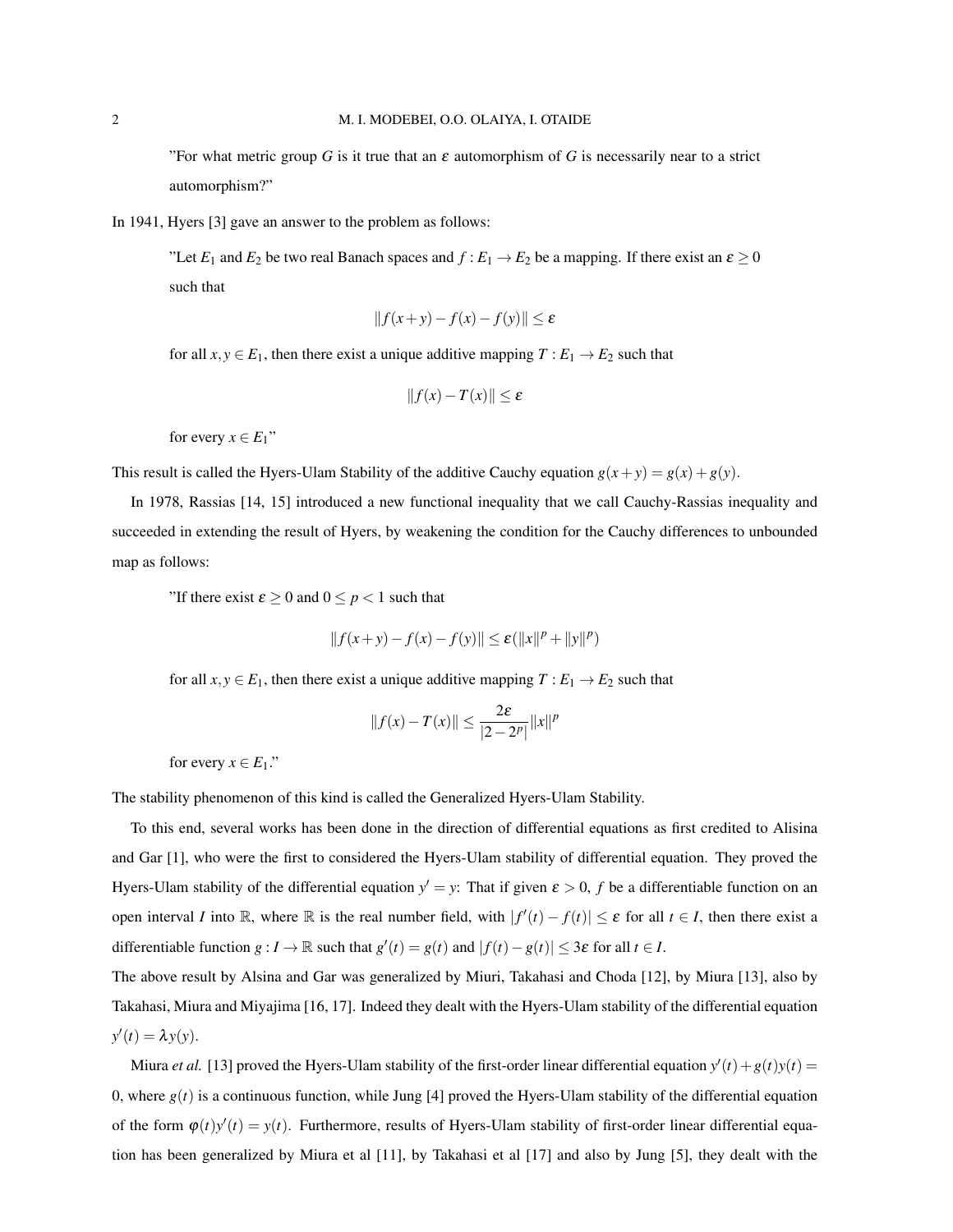"For what metric group $G$ is it true that an $\varepsilon$ automorphism of $G$ is necessarily near to a strict automorphism?"

In 1941, Hyers [3] gave an answer to the problem as follows:

"Let $E_1$ and $E_2$ be two real Banach spaces and $f : E_1 \to E_2$ be a mapping. If there exist an $\varepsilon \geq 0$ such that

$$\|f(x+y) - f(x) - f(y)\| \leq \varepsilon$$

for all $x, y \in E_1$, then there exist a unique additive mapping $T : E_1 \to E_2$ such that

$$\|f(x) - T(x)\| \leq \varepsilon$$

for every $x \in E_1$"

This result is called the Hyers-Ulam Stability of the additive Cauchy equation $g(x+y) = g(x) + g(y)$.

In 1978, Rassias [14, 15] introduced a new functional inequality that we call Cauchy-Rassias inequality and succeeded in extending the result of Hyers, by weakening the condition for the Cauchy differences to unbounded map as follows:

"If there exist $\varepsilon \geq 0$ and $0 \leq p < 1$ such that

$$\|f(x+y) - f(x) - f(y)\| \leq \varepsilon(\|x\|^p + \|y\|^p)$$

for all $x, y \in E_1$, then there exist a unique additive mapping $T : E_1 \to E_2$ such that

$$\|f(x) - T(x)\| \leq \frac{2\varepsilon}{|2 - 2^p|}\|x\|^p$$

for every $x \in E_1$."

The stability phenomenon of this kind is called the Generalized Hyers-Ulam Stability.

To this end, several works has been done in the direction of differential equations as first credited to Alisina and Gar [1], who were the first to considered the Hyers-Ulam stability of differential equation. They proved the Hyers-Ulam stability of the differential equation $y' = y$: That if given $\varepsilon > 0$, $f$ be a differentiable function on an open interval $I$ into $\mathbb{R}$, where $\mathbb{R}$ is the real number field, with $|f'(t) - f(t)| \leq \varepsilon$ for all $t \in I$, then there exist a differentiable function $g : I \to \mathbb{R}$ such that $g'(t) = g(t)$ and $|f(t) - g(t)| \leq 3\varepsilon$ for all $t \in I$.

The above result by Alsina and Gar was generalized by Miuri, Takahasi and Choda [12], by Miura [13], also by Takahasi, Miura and Miyajima [16, 17]. Indeed they dealt with the Hyers-Ulam stability of the differential equation $y'(t) = \lambda y(y)$.

Miura *et al.* [13] proved the Hyers-Ulam stability of the first-order linear differential equation $y'(t) + g(t)y(t) = 0$, where $g(t)$ is a continuous function, while Jung [4] proved the Hyers-Ulam stability of the differential equation of the form $\varphi(t)y'(t) = y(t)$. Furthermore, results of Hyers-Ulam stability of first-order linear differential equation has been generalized by Miura et al [11], by Takahasi et al [17] and also by Jung [5], they dealt with the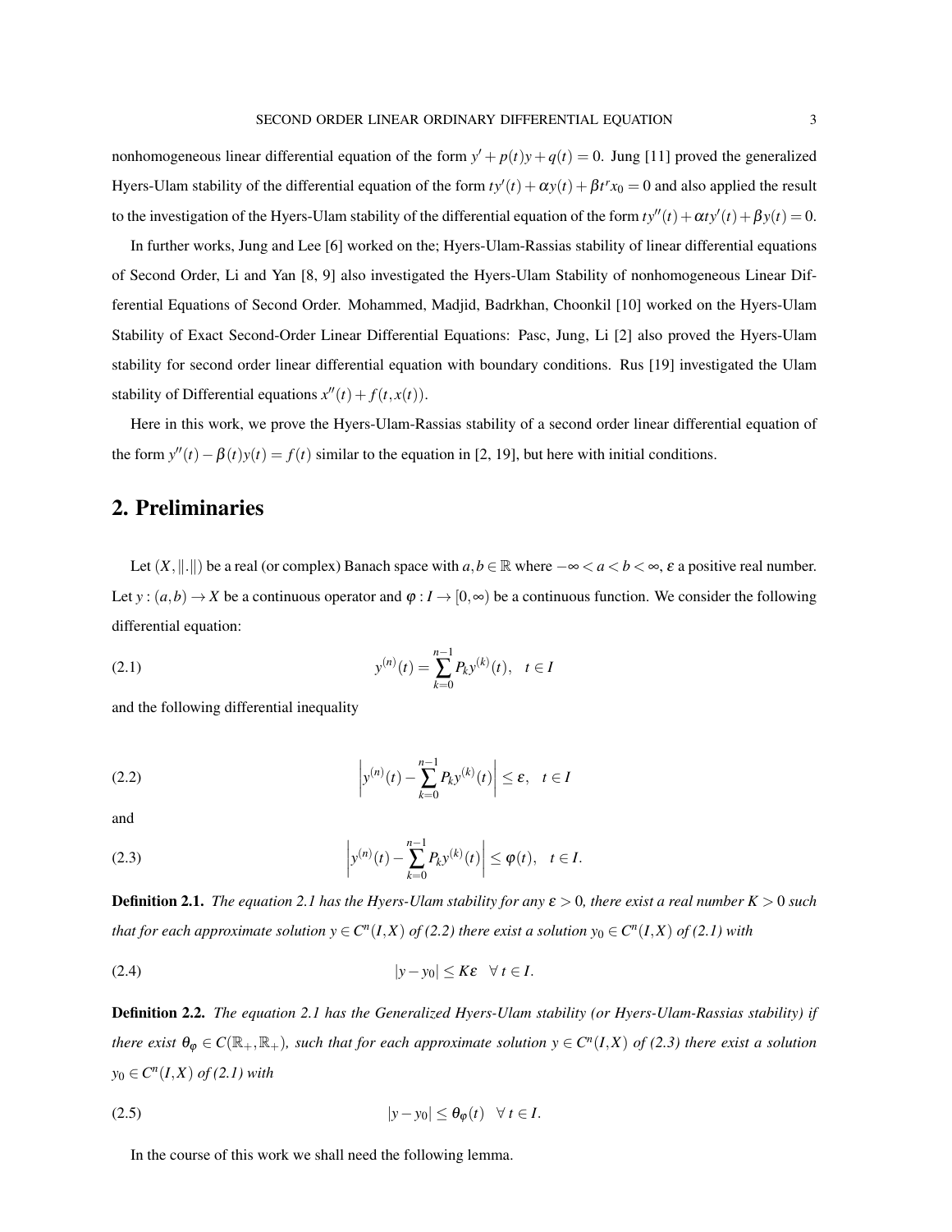nonhomogeneous linear differential equation of the form $y' + p(t)y + q(t) = 0$. Jung [11] proved the generalized Hyers-Ulam stability of the differential equation of the form $ty'(t) + \alpha y(t) + \beta t^r x_0 = 0$ and also applied the result to the investigation of the Hyers-Ulam stability of the differential equation of the form $ty''(t) + \alpha ty'(t) + \beta y(t) = 0$.

In further works, Jung and Lee [6] worked on the; Hyers-Ulam-Rassias stability of linear differential equations of Second Order, Li and Yan [8, 9] also investigated the Hyers-Ulam Stability of nonhomogeneous Linear Differential Equations of Second Order. Mohammed, Madjid, Badrkhan, Choonkil [10] worked on the Hyers-Ulam Stability of Exact Second-Order Linear Differential Equations: Pasc, Jung, Li [2] also proved the Hyers-Ulam stability for second order linear differential equation with boundary conditions. Rus [19] investigated the Ulam stability of Differential equations $x''(t) + f(t, x(t))$.

Here in this work, we prove the Hyers-Ulam-Rassias stability of a second order linear differential equation of the form $y''(t) - \beta(t)y(t) = f(t)$ similar to the equation in [2, 19], but here with initial conditions.

## 2. Preliminaries

Let $(X, \|.\|)$ be a real (or complex) Banach space with $a, b \in \mathbb{R}$ where $-\infty < a < b < \infty$, $\varepsilon$ a positive real number. Let $y : (a,b) \to X$ be a continuous operator and $\varphi : I \to [0, \infty)$ be a continuous function. We consider the following differential equation:

$$y^{(n)}(t) = \sum_{k=0}^{n-1} P_k y^{(k)}(t), \quad t \in I \tag{2.1}$$

and the following differential inequality

$$\left| y^{(n)}(t) - \sum_{k=0}^{n-1} P_k y^{(k)}(t) \right| \leq \varepsilon, \quad t \in I \tag{2.2}$$

and

$$\left| y^{(n)}(t) - \sum_{k=0}^{n-1} P_k y^{(k)}(t) \right| \leq \varphi(t), \quad t \in I. \tag{2.3}$$

**Definition 2.1.** *The equation 2.1 has the Hyers-Ulam stability for any $\varepsilon > 0$, there exist a real number $K > 0$ such that for each approximate solution $y \in C^n(I, X)$ of (2.2) there exist a solution $y_0 \in C^n(I, X)$ of (2.1) with*

$$|y - y_0| \leq K\varepsilon \quad \forall\, t \in I. \tag{2.4}$$

**Definition 2.2.** *The equation 2.1 has the Generalized Hyers-Ulam stability (or Hyers-Ulam-Rassias stability) if there exist $\theta_\varphi \in C(\mathbb{R}_+, \mathbb{R}_+)$, such that for each approximate solution $y \in C^n(I, X)$ of (2.3) there exist a solution $y_0 \in C^n(I, X)$ of (2.1) with*

$$|y - y_0| \leq \theta_\varphi(t) \quad \forall\, t \in I. \tag{2.5}$$

In the course of this work we shall need the following lemma.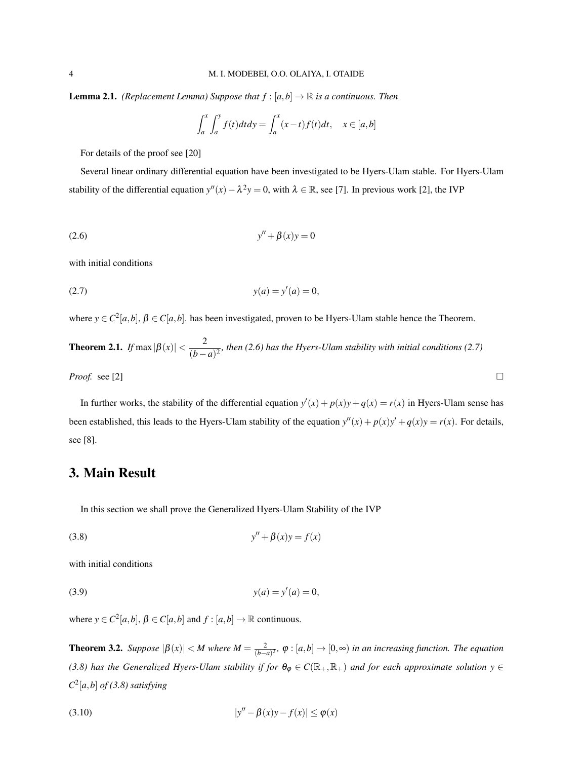**Lemma 2.1.** *(Replacement Lemma) Suppose that $f : [a,b] \to \mathbb{R}$ is a continuous. Then*

$$\int_a^x \int_a^y f(t)dtdy = \int_a^x (x-t)f(t)dt, \quad x \in [a,b]$$

For details of the proof see [20]

Several linear ordinary differential equation have been investigated to be Hyers-Ulam stable. For Hyers-Ulam stability of the differential equation $y''(x) - \lambda^2 y = 0$, with $\lambda \in \mathbb{R}$, see [7]. In previous work [2], the IVP

$$y'' + \beta(x)y = 0 \tag{2.6}$$

with initial conditions

$$y(a) = y'(a) = 0, \tag{2.7}$$

where $y \in C^2[a,b]$, $\beta \in C[a,b]$. has been investigated, proven to be Hyers-Ulam stable hence the Theorem.

**Theorem 2.1.** *If $\max|\beta(x)| < \dfrac{2}{(b-a)^2}$, then (2.6) has the Hyers-Ulam stability with initial conditions (2.7)*

*Proof.* see [2] □

In further works, the stability of the differential equation $y'(x) + p(x)y + q(x) = r(x)$ in Hyers-Ulam sense has been established, this leads to the Hyers-Ulam stability of the equation $y''(x) + p(x)y' + q(x)y = r(x)$. For details, see [8].

# 3. Main Result

In this section we shall prove the Generalized Hyers-Ulam Stability of the IVP

$$y'' + \beta(x)y = f(x) \tag{3.8}$$

with initial conditions

$$y(a) = y'(a) = 0, \tag{3.9}$$

where $y \in C^2[a,b]$, $\beta \in C[a,b]$ and $f : [a,b] \to \mathbb{R}$ continuous.

**Theorem 3.2.** *Suppose $|\beta(x)| < M$ where $M = \frac{2}{(b-a)^2}$, $\varphi : [a,b] \to [0,\infty)$ in an increasing function. The equation (3.8) has the Generalized Hyers-Ulam stability if for $\theta_\varphi \in C(\mathbb{R}_+, \mathbb{R}_+)$ and for each approximate solution $y \in C^2[a,b]$ of (3.8) satisfying*

$$|y'' - \beta(x)y - f(x)| \leq \varphi(x) \tag{3.10}$$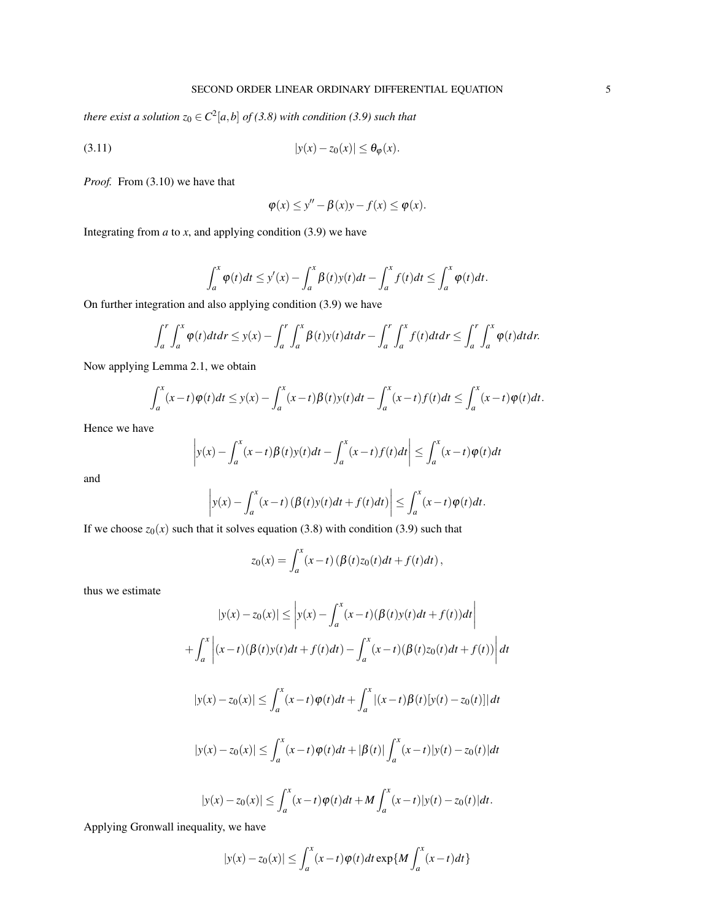*there exist a solution $z_0 \in C^2[a,b]$ of (3.8) with condition (3.9) such that*

$$|y(x) - z_0(x)| \le \theta_\varphi(x). \tag{3.11}$$

*Proof.* From (3.10) we have that

$$\varphi(x) \le y'' - \beta(x)y - f(x) \le \varphi(x).$$

Integrating from $a$ to $x$, and applying condition (3.9) we have

$$\int_a^x \varphi(t)dt \le y'(x) - \int_a^x \beta(t)y(t)dt - \int_a^x f(t)dt \le \int_a^x \varphi(t)dt.$$

On further integration and also applying condition (3.9) we have

$$\int_a^r \int_a^x \varphi(t)dtdr \le y(x) - \int_a^r \int_a^x \beta(t)y(t)dtdr - \int_a^r \int_a^x f(t)dtdr \le \int_a^r \int_a^x \varphi(t)dtdr.$$

Now applying Lemma 2.1, we obtain

$$\int_a^x (x-t)\varphi(t)dt \le y(x) - \int_a^x (x-t)\beta(t)y(t)dt - \int_a^x (x-t)f(t)dt \le \int_a^x (x-t)\varphi(t)dt.$$

Hence we have

$$\left| y(x) - \int_a^x (x-t)\beta(t)y(t)dt - \int_a^x (x-t)f(t)dt \right| \le \int_a^x (x-t)\varphi(t)dt$$

and

$$\left| y(x) - \int_a^x (x-t)\left(\beta(t)y(t)dt + f(t)dt\right) \right| \le \int_a^x (x-t)\varphi(t)dt.$$

If we choose $z_0(x)$ such that it solves equation (3.8) with condition (3.9) such that

$$z_0(x) = \int_a^x (x-t)\left(\beta(t)z_0(t)dt + f(t)dt\right),$$

thus we estimate

$$|y(x) - z_0(x)| \le \left| y(x) - \int_a^x (x-t)(\beta(t)y(t)dt + f(t))dt \right|$$

$$+ \int_a^x \left| (x-t)(\beta(t)y(t)dt + f(t)dt) - \int_a^x (x-t)(\beta(t)z_0(t)dt + f(t)) \right| dt$$

$$|y(x) - z_0(x)| \le \int_a^x (x-t)\varphi(t)dt + \int_a^x |(x-t)\beta(t)[y(t) - z_0(t)]|\, dt$$

$$|y(x) - z_0(x)| \le \int_a^x (x-t)\varphi(t)dt + |\beta(t)| \int_a^x (x-t)|y(t) - z_0(t)|dt$$

$$|y(x) - z_0(x)| \le \int_a^x (x-t)\varphi(t)dt + M \int_a^x (x-t)|y(t) - z_0(t)|dt.$$

Applying Gronwall inequality, we have

$$|y(x) - z_0(x)| \le \int_a^x (x-t)\varphi(t)dt \exp\{M \int_a^x (x-t)dt\}$$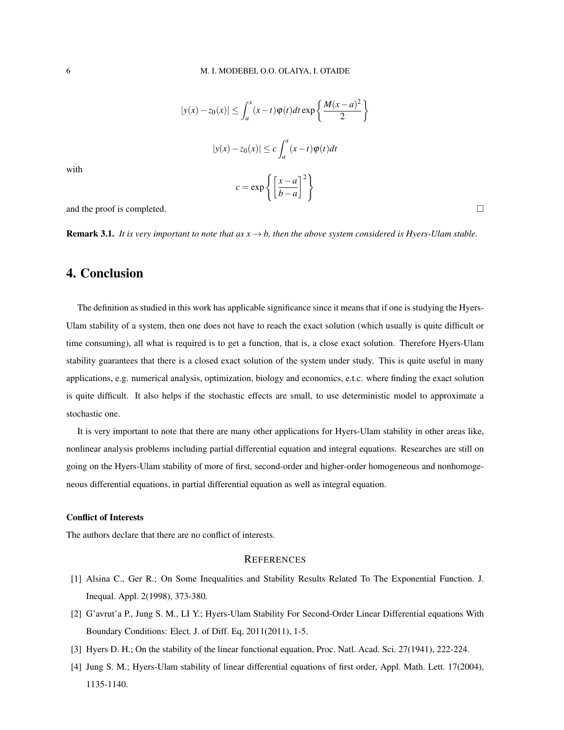$$|y(x) - z_0(x)| \leq \int_a^x (x-t)\varphi(t)dt \exp\left\{\frac{M(x-a)^2}{2}\right\}$$

$$|y(x) - z_0(x)| \leq c\int_a^x (x-t)\varphi(t)dt$$

with

$$c = \exp\left\{\left[\frac{x-a}{b-a}\right]^2\right\}$$

and the proof is completed. □

**Remark 3.1.** *It is very important to note that as $x \to b$, then the above system considered is Hyers-Ulam stable.*

# 4. Conclusion

The definition as studied in this work has applicable significance since it means that if one is studying the Hyers-Ulam stability of a system, then one does not have to reach the exact solution (which usually is quite difficult or time consuming), all what is required is to get a function, that is, a close exact solution. Therefore Hyers-Ulam stability guarantees that there is a closed exact solution of the system under study. This is quite useful in many applications, e.g. numerical analysis, optimization, biology and economics, e.t.c. where finding the exact solution is quite difficult. It also helps if the stochastic effects are small, to use deterministic model to approximate a stochastic one.

It is very important to note that there are many other applications for Hyers-Ulam stability in other areas like, nonlinear analysis problems including partial differential equation and integral equations. Researches are still on going on the Hyers-Ulam stability of more of first, second-order and higher-order homogeneous and nonhomogeneous differential equations, in partial differential equation as well as integral equation.

### Conflict of Interests

The authors declare that there are no conflict of interests.

## REFERENCES

[1] Alsina C., Ger R.; On Some Inequalities and Stability Results Related To The Exponential Function. J. Inequal. Appl. 2(1998), 373-380.

[2] G'avrut'a P., Jung S. M., LI Y.; Hyers-Ulam Stability For Second-Order Linear Differential equations With Boundary Conditions: Elect. J. of Diff. Eq, 2011(2011), 1-5.

[3] Hyers D. H.; On the stability of the linear functional equation, Proc. Natl. Acad. Sci. 27(1941), 222-224.

[4] Jung S. M.; Hyers-Ulam stability of linear differential equations of first order, Appl. Math. Lett. 17(2004), 1135-1140.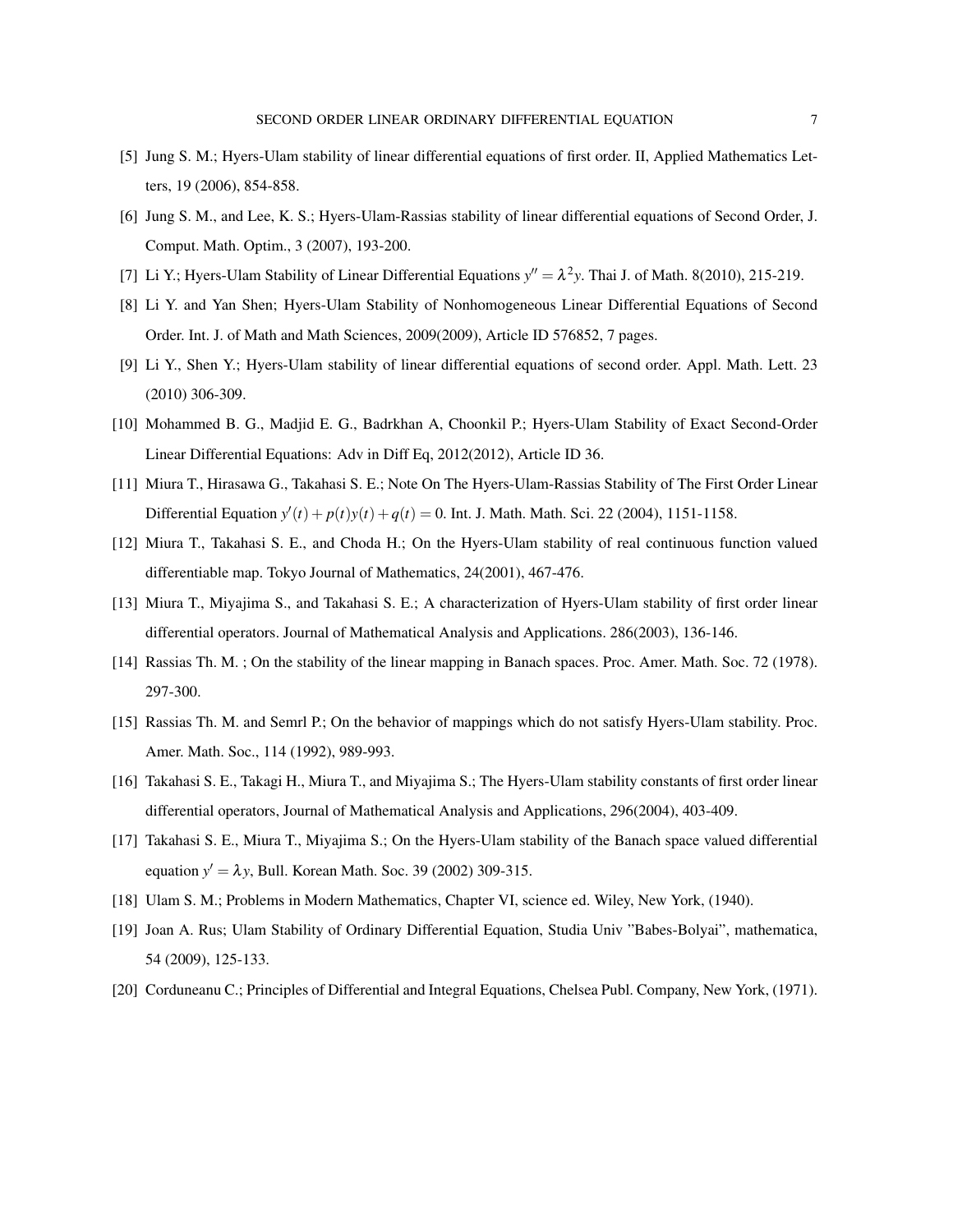[5] Jung S. M.; Hyers-Ulam stability of linear differential equations of first order. II, Applied Mathematics Letters, 19 (2006), 854-858.

[6] Jung S. M., and Lee, K. S.; Hyers-Ulam-Rassias stability of linear differential equations of Second Order, J. Comput. Math. Optim., 3 (2007), 193-200.

[7] Li Y.; Hyers-Ulam Stability of Linear Differential Equations $y'' = \lambda^2 y$. Thai J. of Math. 8(2010), 215-219.

[8] Li Y. and Yan Shen; Hyers-Ulam Stability of Nonhomogeneous Linear Differential Equations of Second Order. Int. J. of Math and Math Sciences, 2009(2009), Article ID 576852, 7 pages.

[9] Li Y., Shen Y.; Hyers-Ulam stability of linear differential equations of second order. Appl. Math. Lett. 23 (2010) 306-309.

[10] Mohammed B. G., Madjid E. G., Badrkhan A, Choonkil P.; Hyers-Ulam Stability of Exact Second-Order Linear Differential Equations: Adv in Diff Eq, 2012(2012), Article ID 36.

[11] Miura T., Hirasawa G., Takahasi S. E.; Note On The Hyers-Ulam-Rassias Stability of The First Order Linear Differential Equation $y'(t) + p(t)y(t) + q(t) = 0$. Int. J. Math. Math. Sci. 22 (2004), 1151-1158.

[12] Miura T., Takahasi S. E., and Choda H.; On the Hyers-Ulam stability of real continuous function valued differentiable map. Tokyo Journal of Mathematics, 24(2001), 467-476.

[13] Miura T., Miyajima S., and Takahasi S. E.; A characterization of Hyers-Ulam stability of first order linear differential operators. Journal of Mathematical Analysis and Applications. 286(2003), 136-146.

[14] Rassias Th. M. ; On the stability of the linear mapping in Banach spaces. Proc. Amer. Math. Soc. 72 (1978). 297-300.

[15] Rassias Th. M. and Semrl P.; On the behavior of mappings which do not satisfy Hyers-Ulam stability. Proc. Amer. Math. Soc., 114 (1992), 989-993.

[16] Takahasi S. E., Takagi H., Miura T., and Miyajima S.; The Hyers-Ulam stability constants of first order linear differential operators, Journal of Mathematical Analysis and Applications, 296(2004), 403-409.

[17] Takahasi S. E., Miura T., Miyajima S.; On the Hyers-Ulam stability of the Banach space valued differential equation $y' = \lambda y$, Bull. Korean Math. Soc. 39 (2002) 309-315.

[18] Ulam S. M.; Problems in Modern Mathematics, Chapter VI, science ed. Wiley, New York, (1940).

[19] Joan A. Rus; Ulam Stability of Ordinary Differential Equation, Studia Univ "Babes-Bolyai", mathematica, 54 (2009), 125-133.

[20] Corduneanu C.; Principles of Differential and Integral Equations, Chelsea Publ. Company, New York, (1971).